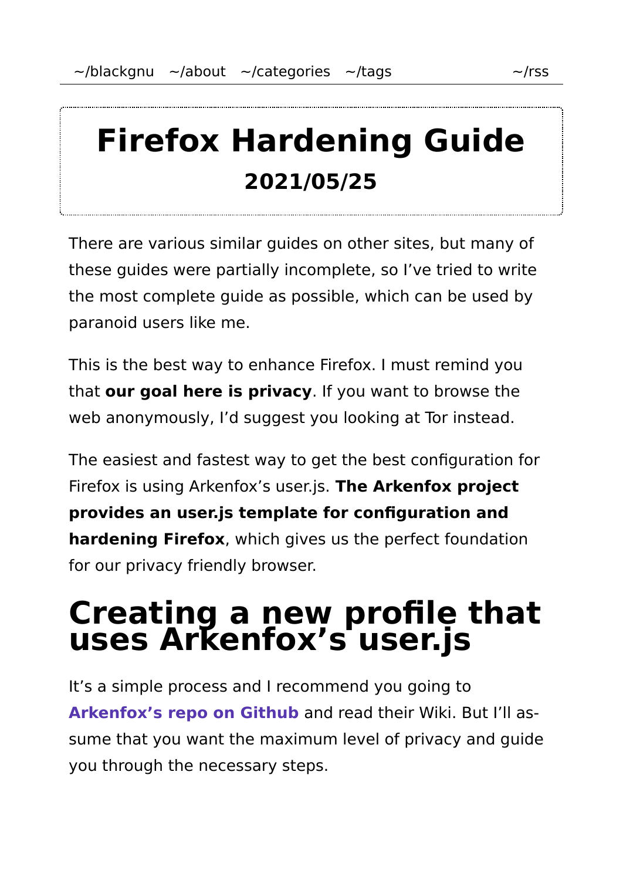# Firefox Hardening Guide

**2021/05/25**

There are various similar guides on other sites, but many of these guides were partially incomplete, so I've tried to write the most complete guide as possible, which can be used by paranoid users like me.

This is the best way to enhance Firefox. I must remind you that **our goal here is privacy**. If you want to browse the web anonymously, I'd suggest you looking at Tor instead.

The easiest and fastest way to get the best configuration for Firefox is using Arkenfox's user.js. **The Arkenfox project provides an user.js template for configuration and hardening Firefox**, which gives us the perfect foundation for our privacy friendly browser.

# Creating a new profile that uses Arkenfox's user.js

It's a simple process and I recommend you going to **Arkenfox's repo on Github** and read their Wiki. But I'll assume that you want the maximum level of privacy and guide you through the necessary steps.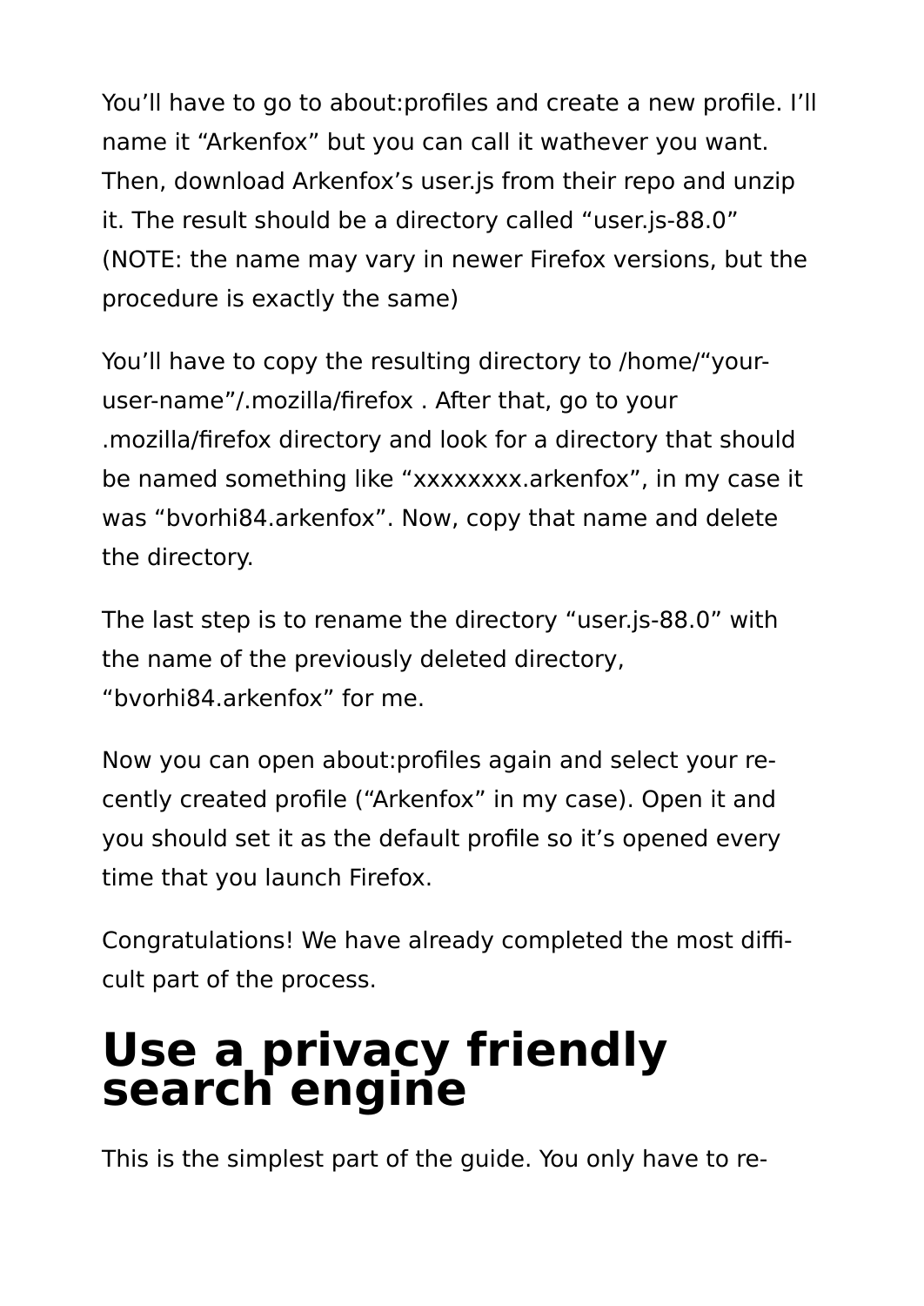You'll have to go to about:profiles and create a new profile. I'll name it "Arkenfox" but you can call it wathever you want. Then, download Arkenfox's user.js from their repo and unzip it. The result should be a directory called "user.js-88.0" (NOTE: the name may vary in newer Firefox versions, but the procedure is exactly the same)

You'll have to copy the resulting directory to /home/"your-user-name"/.mozilla/firefox . After that, go to your .mozilla/firefox directory and look for a directory that should be named something like "xxxxxxxx.arkenfox", in my case it was "bvorhi84.arkenfox". Now, copy that name and delete the directory.

The last step is to rename the directory "user.js-88.0" with the name of the previously deleted directory, "bvorhi84.arkenfox" for me.

Now you can open about:profiles again and select your recently created profile ("Arkenfox" in my case). Open it and you should set it as the default profile so it's opened every time that you launch Firefox.

Congratulations! We have already completed the most difficult part of the process.

# Use a privacy friendly search engine

This is the simplest part of the guide. You only have to re-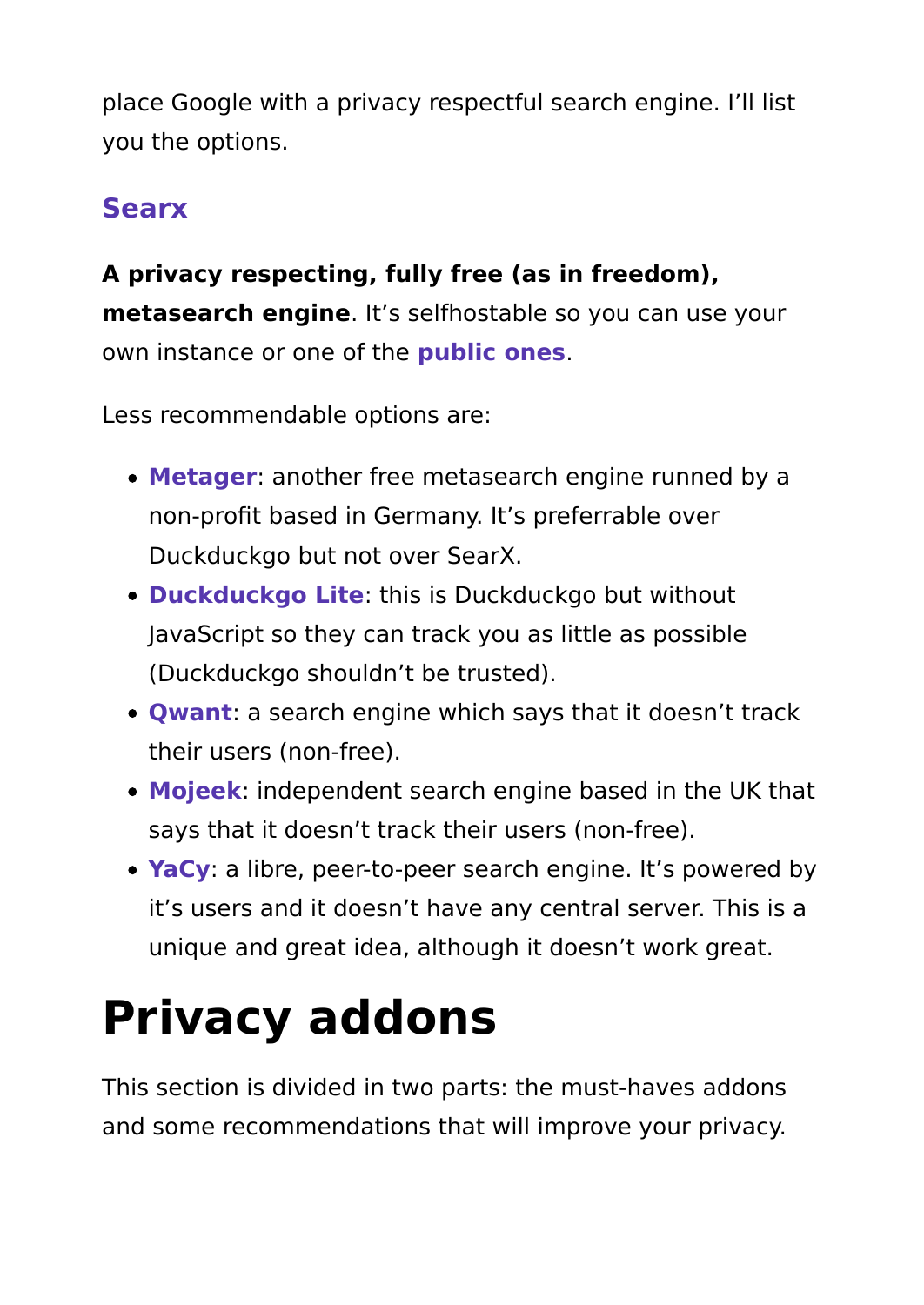place Google with a privacy respectful search engine. I'll list you the options.

### Searx

**A privacy respecting, fully free (as in freedom), metasearch engine**. It's selfhostable so you can use your own instance or one of the **public ones**.

Less recommendable options are:

- **Metager**: another free metasearch engine runned by a non-profit based in Germany. It's preferrable over Duckduckgo but not over SearX.
- **Duckduckgo Lite**: this is Duckduckgo but without JavaScript so they can track you as little as possible (Duckduckgo shouldn't be trusted).
- **Qwant**: a search engine which says that it doesn't track their users (non-free).
- **Mojeek**: independent search engine based in the UK that says that it doesn't track their users (non-free).
- **YaCy**: a libre, peer-to-peer search engine. It's powered by it's users and it doesn't have any central server. This is a unique and great idea, although it doesn't work great.

# Privacy addons

This section is divided in two parts: the must-haves addons and some recommendations that will improve your privacy.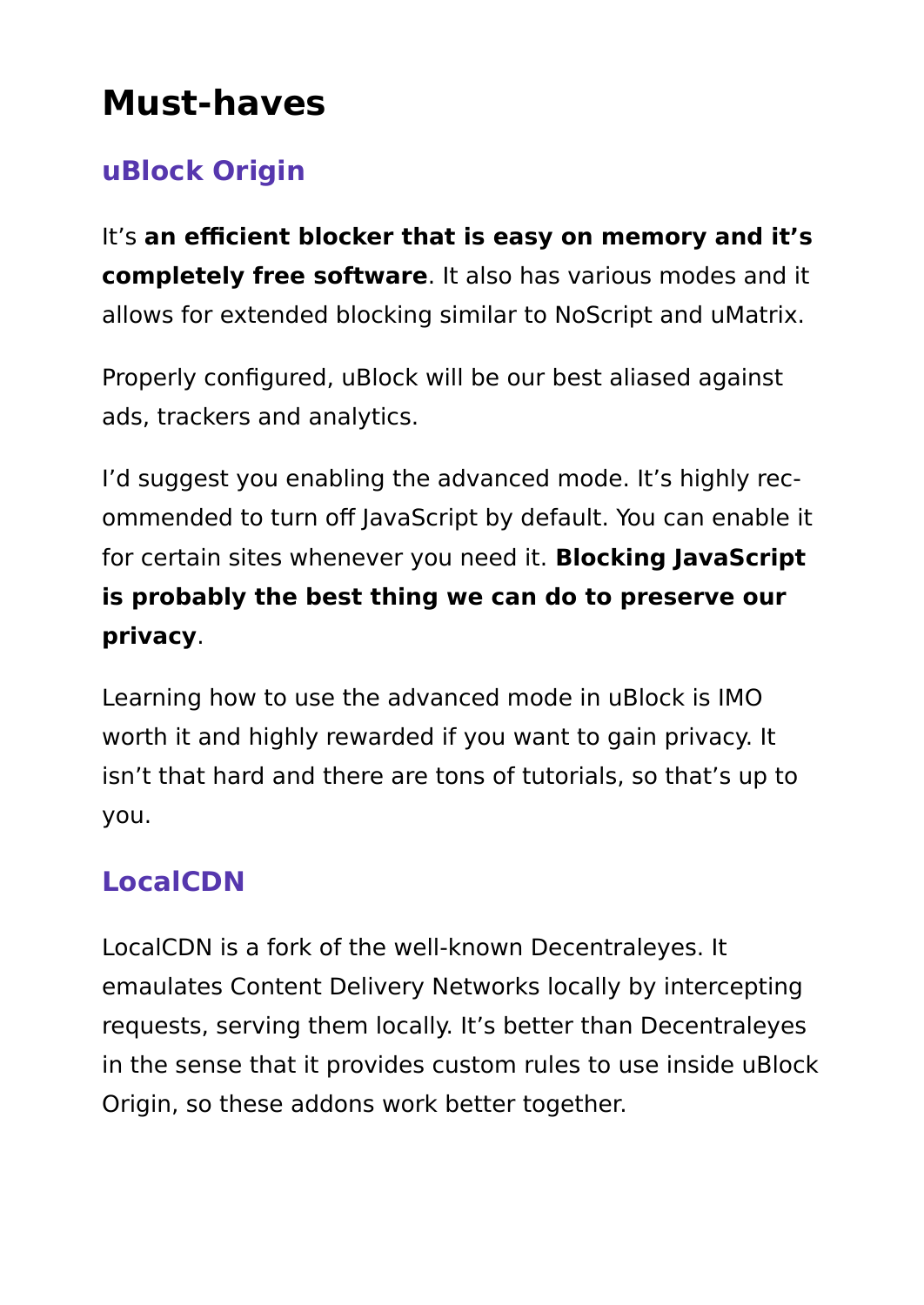# Must-haves

## uBlock Origin

It's **an efficient blocker that is easy on memory and it's completely free software**. It also has various modes and it allows for extended blocking similar to NoScript and uMatrix.

Properly configured, uBlock will be our best aliased against ads, trackers and analytics.

I'd suggest you enabling the advanced mode. It's highly recommended to turn off JavaScript by default. You can enable it for certain sites whenever you need it. **Blocking JavaScript is probably the best thing we can do to preserve our privacy**.

Learning how to use the advanced mode in uBlock is IMO worth it and highly rewarded if you want to gain privacy. It isn't that hard and there are tons of tutorials, so that's up to you.

## LocalCDN

LocalCDN is a fork of the well-known Decentraleyes. It emaulates Content Delivery Networks locally by intercepting requests, serving them locally. It's better than Decentraleyes in the sense that it provides custom rules to use inside uBlock Origin, so these addons work better together.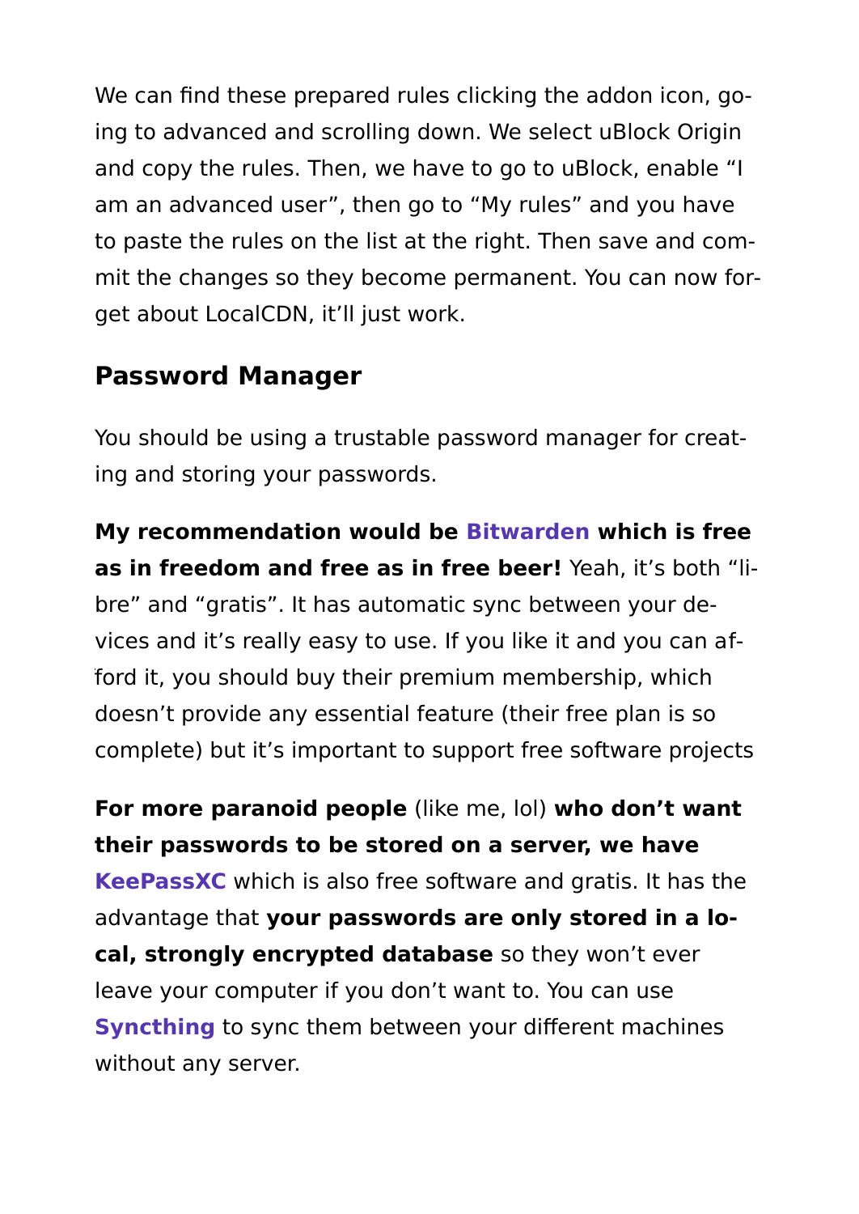We can find these prepared rules clicking the addon icon, going to advanced and scrolling down. We select uBlock Origin and copy the rules. Then, we have to go to uBlock, enable “I am an advanced user”, then go to “My rules” and you have to paste the rules on the list at the right. Then save and commit the changes so they become permanent. You can now forget about LocalCDN, it’ll just work.

## Password Manager

You should be using a trustable password manager for creating and storing your passwords.

**My recommendation would be Bitwarden which is free as in freedom and free as in free beer!** Yeah, it’s both “libre” and “gratis”. It has automatic sync between your devices and it’s really easy to use. If you like it and you can afford it, you should buy their premium membership, which doesn’t provide any essential feature (their free plan is so complete) but it’s important to support free software projects

**For more paranoid people** (like me, lol) **who don’t want their passwords to be stored on a server, we have** **KeePassXC** which is also free software and gratis. It has the advantage that **your passwords are only stored in a local, strongly encrypted database** so they won’t ever leave your computer if you don’t want to. You can use **Syncthing** to sync them between your different machines without any server.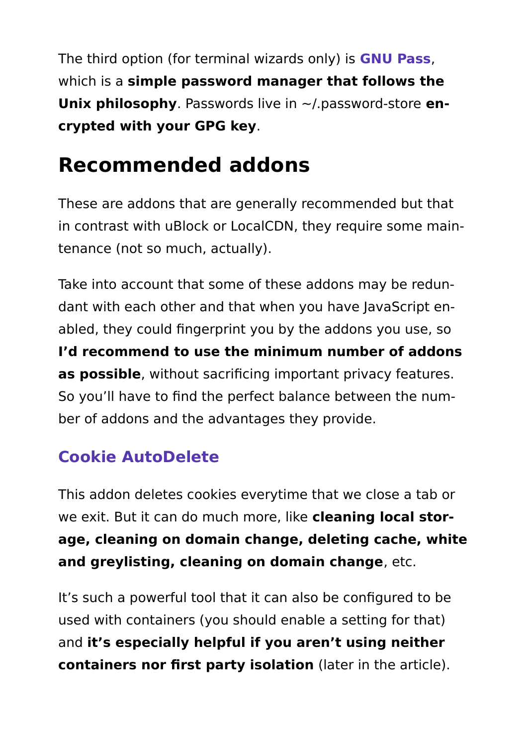The third option (for terminal wizards only) is **GNU Pass**, which is a **simple password manager that follows the Unix philosophy**. Passwords live in ~/.password-store **encrypted with your GPG key**.

# Recommended addons

These are addons that are generally recommended but that in contrast with uBlock or LocalCDN, they require some maintenance (not so much, actually).

Take into account that some of these addons may be redundant with each other and that when you have JavaScript enabled, they could fingerprint you by the addons you use, so **I'd recommend to use the minimum number of addons as possible**, without sacrificing important privacy features. So you'll have to find the perfect balance between the number of addons and the advantages they provide.

## Cookie AutoDelete

This addon deletes cookies everytime that we close a tab or we exit. But it can do much more, like **cleaning local storage, cleaning on domain change, deleting cache, white and greylisting, cleaning on domain change**, etc.

It's such a powerful tool that it can also be configured to be used with containers (you should enable a setting for that) and **it's especially helpful if you aren't using neither containers nor first party isolation** (later in the article).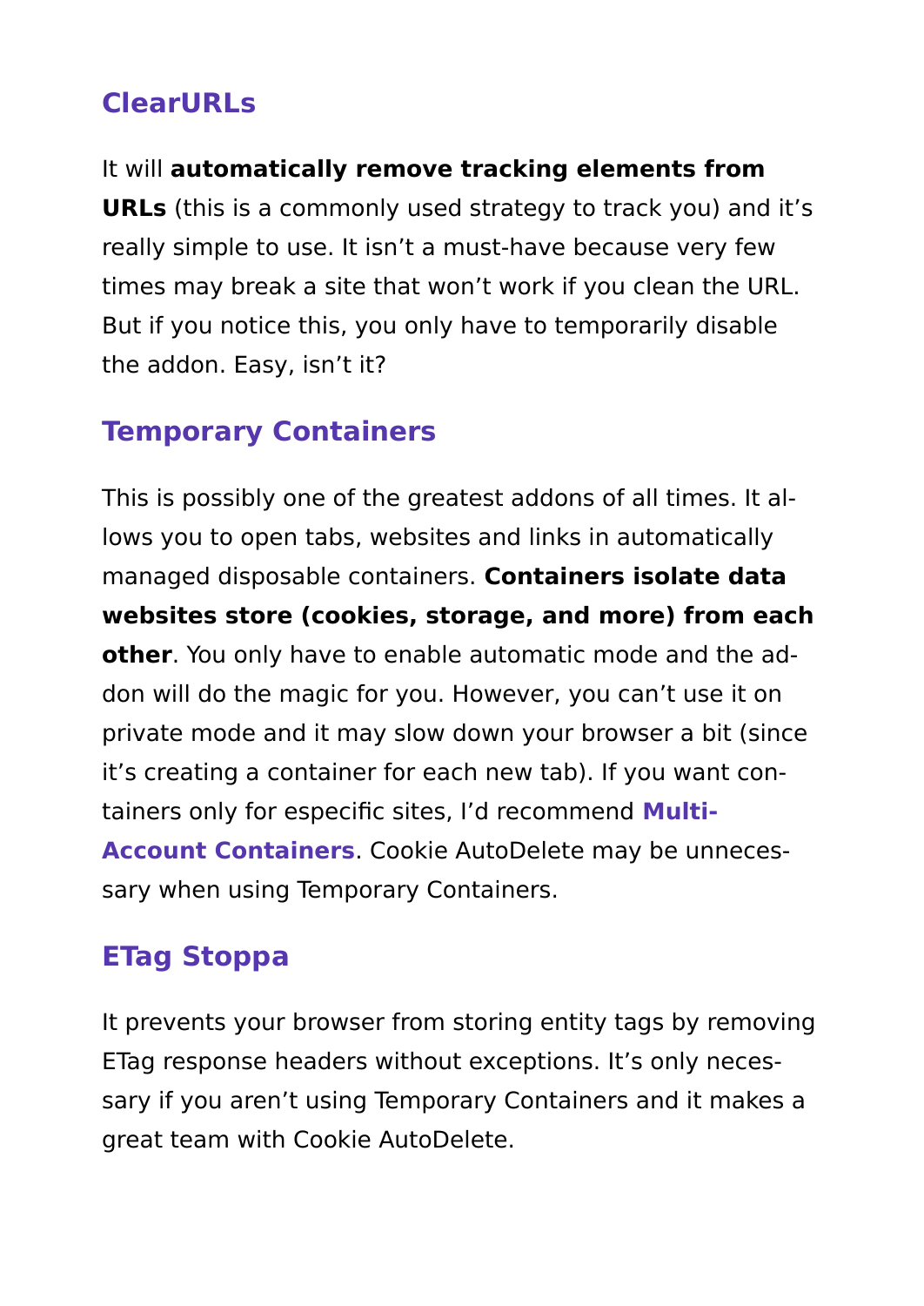### ClearURLs

It will **automatically remove tracking elements from URLs** (this is a commonly used strategy to track you) and it's really simple to use. It isn't a must-have because very few times may break a site that won't work if you clean the URL. But if you notice this, you only have to temporarily disable the addon. Easy, isn't it?

### Temporary Containers

This is possibly one of the greatest addons of all times. It allows you to open tabs, websites and links in automatically managed disposable containers. **Containers isolate data websites store (cookies, storage, and more) from each other**. You only have to enable automatic mode and the addon will do the magic for you. However, you can't use it on private mode and it may slow down your browser a bit (since it's creating a container for each new tab). If you want containers only for especific sites, I'd recommend **Multi-Account Containers**. Cookie AutoDelete may be unnecessary when using Temporary Containers.

### ETag Stoppa

It prevents your browser from storing entity tags by removing ETag response headers without exceptions. It's only necessary if you aren't using Temporary Containers and it makes a great team with Cookie AutoDelete.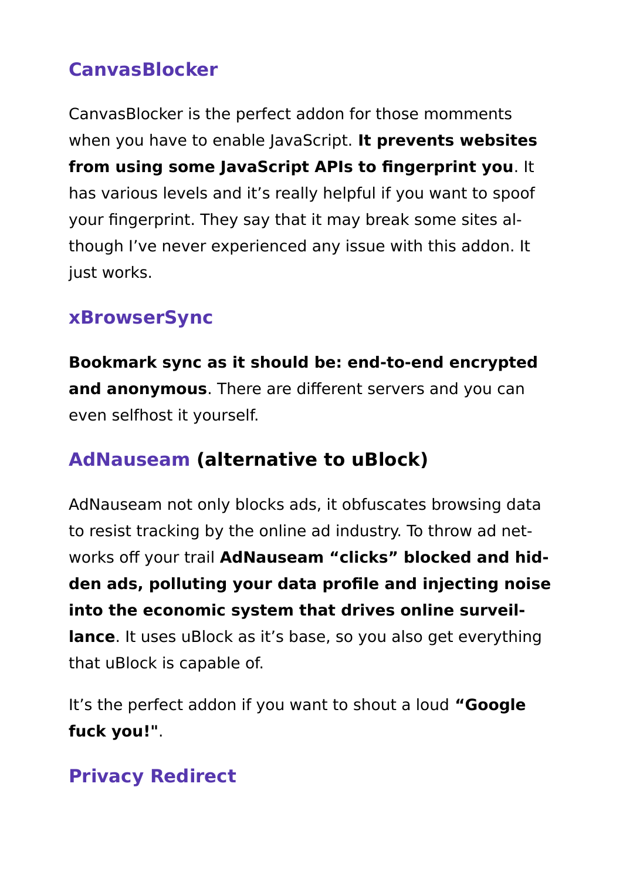## CanvasBlocker

CanvasBlocker is the perfect addon for those momments when you have to enable JavaScript. **It prevents websites from using some JavaScript APIs to fingerprint you**. It has various levels and it's really helpful if you want to spoof your fingerprint. They say that it may break some sites although I've never experienced any issue with this addon. It just works.

## xBrowserSync

**Bookmark sync as it should be: end-to-end encrypted and anonymous**. There are different servers and you can even selfhost it yourself.

## AdNauseam (alternative to uBlock)

AdNauseam not only blocks ads, it obfuscates browsing data to resist tracking by the online ad industry. To throw ad networks off your trail **AdNauseam "clicks" blocked and hidden ads, polluting your data profile and injecting noise into the economic system that drives online surveillance**. It uses uBlock as it's base, so you also get everything that uBlock is capable of.

It's the perfect addon if you want to shout a loud **"Google fuck you!"**.

## Privacy Redirect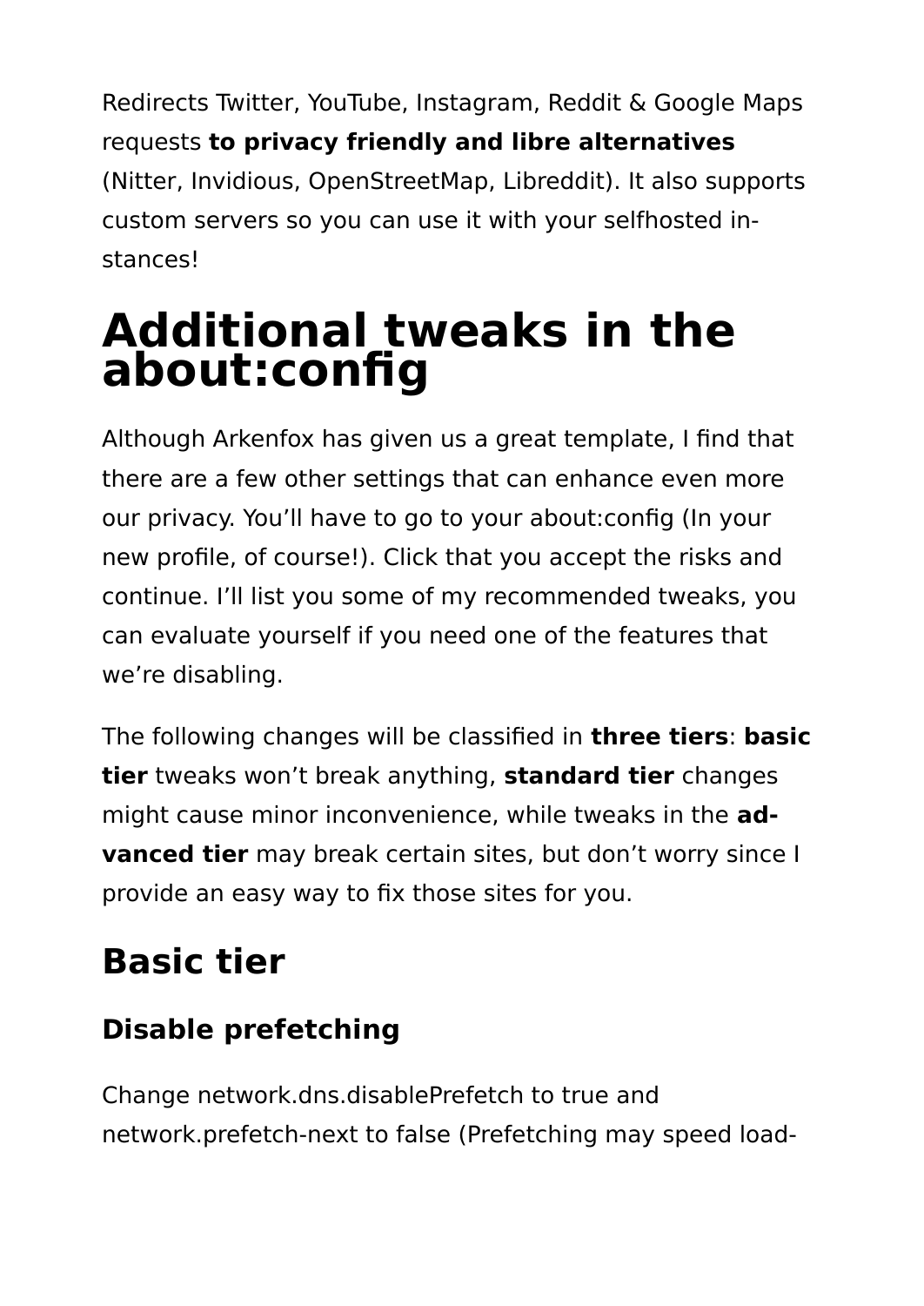Redirects Twitter, YouTube, Instagram, Reddit & Google Maps requests **to privacy friendly and libre alternatives** (Nitter, Invidious, OpenStreetMap, Libreddit). It also supports custom servers so you can use it with your selfhosted instances!

# Additional tweaks in the about:config

Although Arkenfox has given us a great template, I find that there are a few other settings that can enhance even more our privacy. You'll have to go to your about:config (In your new profile, of course!). Click that you accept the risks and continue. I'll list you some of my recommended tweaks, you can evaluate yourself if you need one of the features that we're disabling.

The following changes will be classified in **three tiers**: **basic tier** tweaks won't break anything, **standard tier** changes might cause minor inconvenience, while tweaks in the **advanced tier** may break certain sites, but don't worry since I provide an easy way to fix those sites for you.

## Basic tier

### Disable prefetching

Change network.dns.disablePrefetch to true and network.prefetch-next to false (Prefetching may speed load-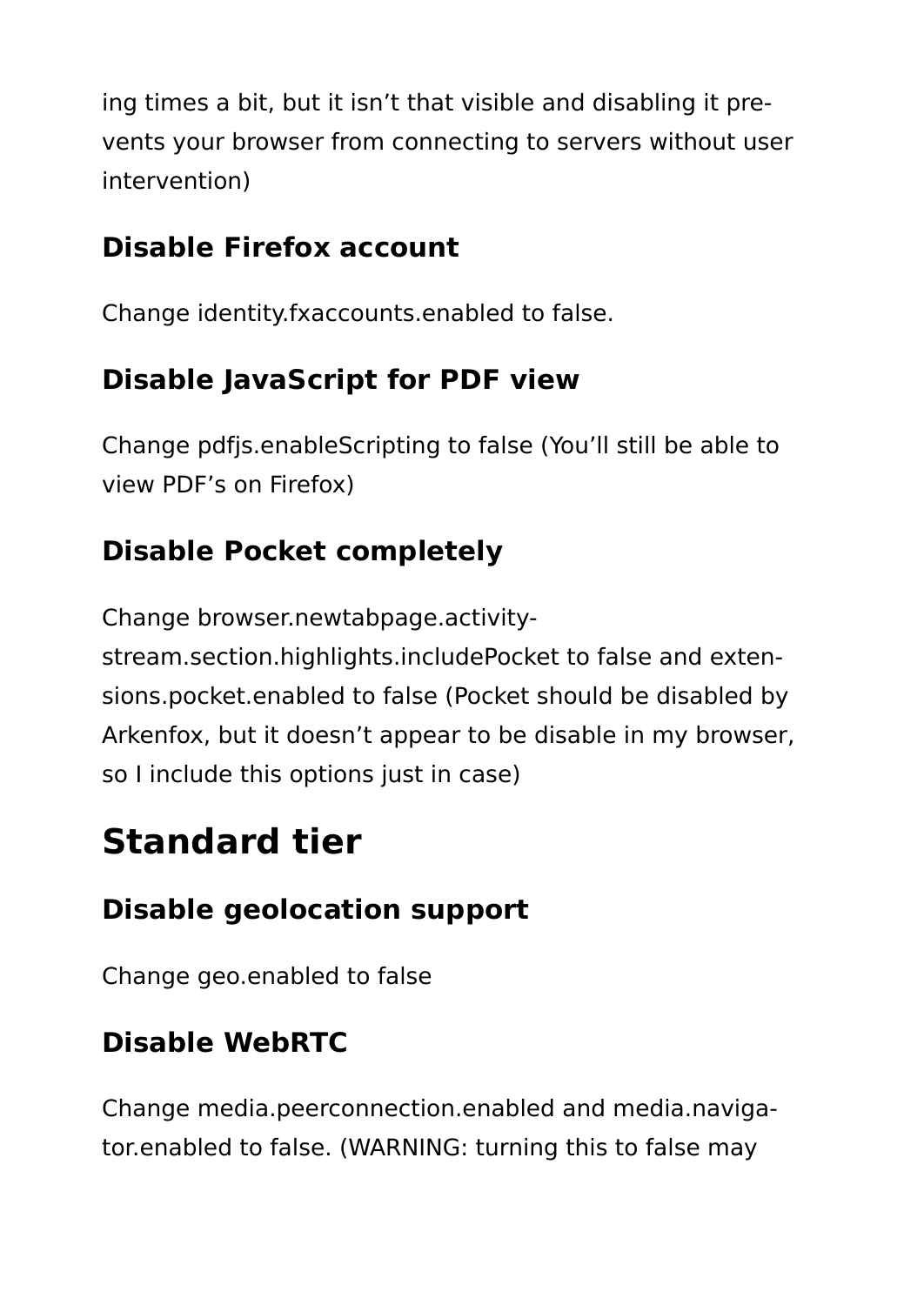ing times a bit, but it isn't that visible and disabling it prevents your browser from connecting to servers without user intervention)

### Disable Firefox account

Change identity.fxaccounts.enabled to false.

### Disable JavaScript for PDF view

Change pdfjs.enableScripting to false (You'll still be able to view PDF's on Firefox)

### Disable Pocket completely

Change browser.newtabpage.activity-stream.section.highlights.includePocket to false and extensions.pocket.enabled to false (Pocket should be disabled by Arkenfox, but it doesn't appear to be disable in my browser, so I include this options just in case)

## Standard tier

### Disable geolocation support

Change geo.enabled to false

### Disable WebRTC

Change media.peerconnection.enabled and media.navigator.enabled to false. (WARNING: turning this to false may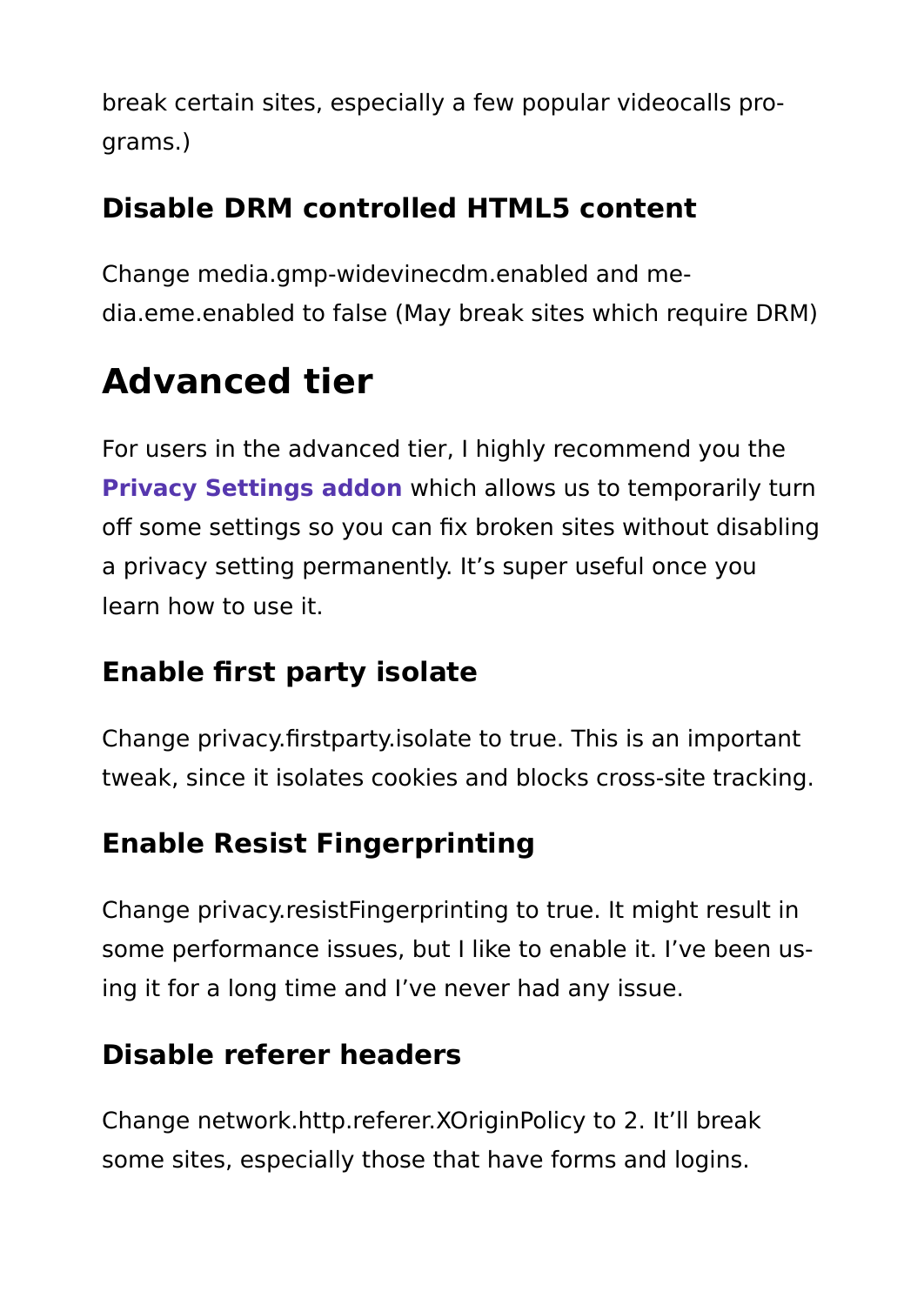break certain sites, especially a few popular videocalls programs.)

### Disable DRM controlled HTML5 content

Change media.gmp-widevinecdm.enabled and media.eme.enabled to false (May break sites which require DRM)

## Advanced tier

For users in the advanced tier, I highly recommend you the **Privacy Settings addon** which allows us to temporarily turn off some settings so you can fix broken sites without disabling a privacy setting permanently. It's super useful once you learn how to use it.

### Enable first party isolate

Change privacy.firstparty.isolate to true. This is an important tweak, since it isolates cookies and blocks cross-site tracking.

### Enable Resist Fingerprinting

Change privacy.resistFingerprinting to true. It might result in some performance issues, but I like to enable it. I've been using it for a long time and I've never had any issue.

### Disable referer headers

Change network.http.referer.XOriginPolicy to 2. It'll break some sites, especially those that have forms and logins.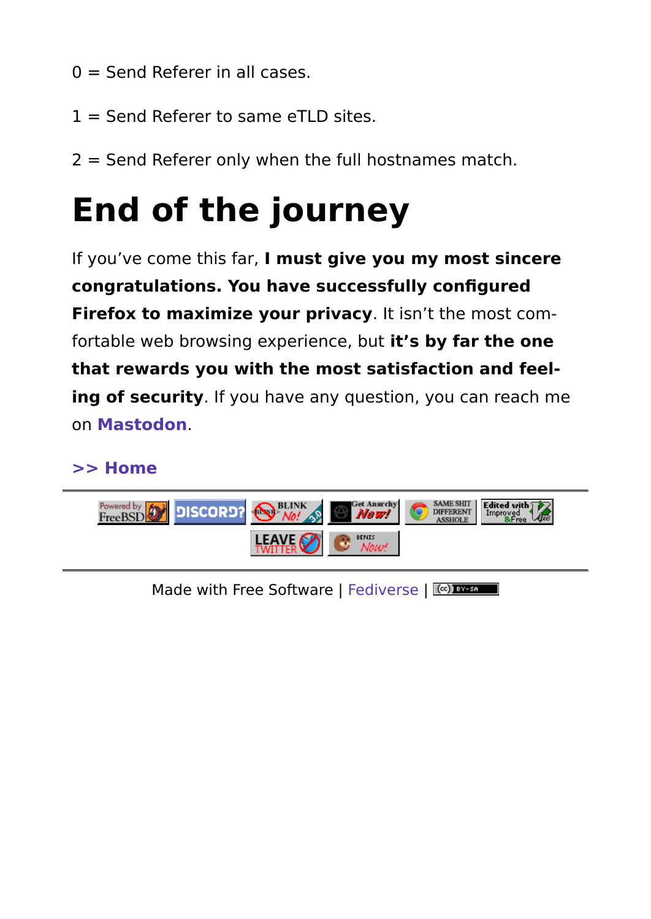0 = Send Referer in all cases.

1 = Send Referer to same eTLD sites.

2 = Send Referer only when the full hostnames match.

# End of the journey

If you've come this far, **I must give you my most sincere congratulations. You have successfully configured Firefox to maximize your privacy**. It isn't the most comfortable web browsing experience, but **it's by far the one that rewards you with the most satisfaction and feeling of security**. If you have any question, you can reach me on **Mastodon**.

**>> Home**

---

Made with Free Software | Fediverse |